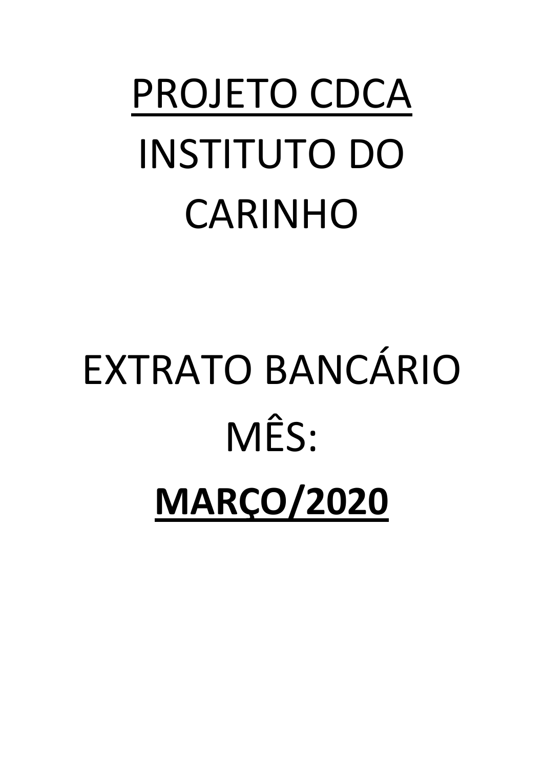# PROJETO CDCA

# INSTITUTO DO CARINHO

# EXTRATO BANCÁRIO

# MÊS:

# **MARÇO/2020**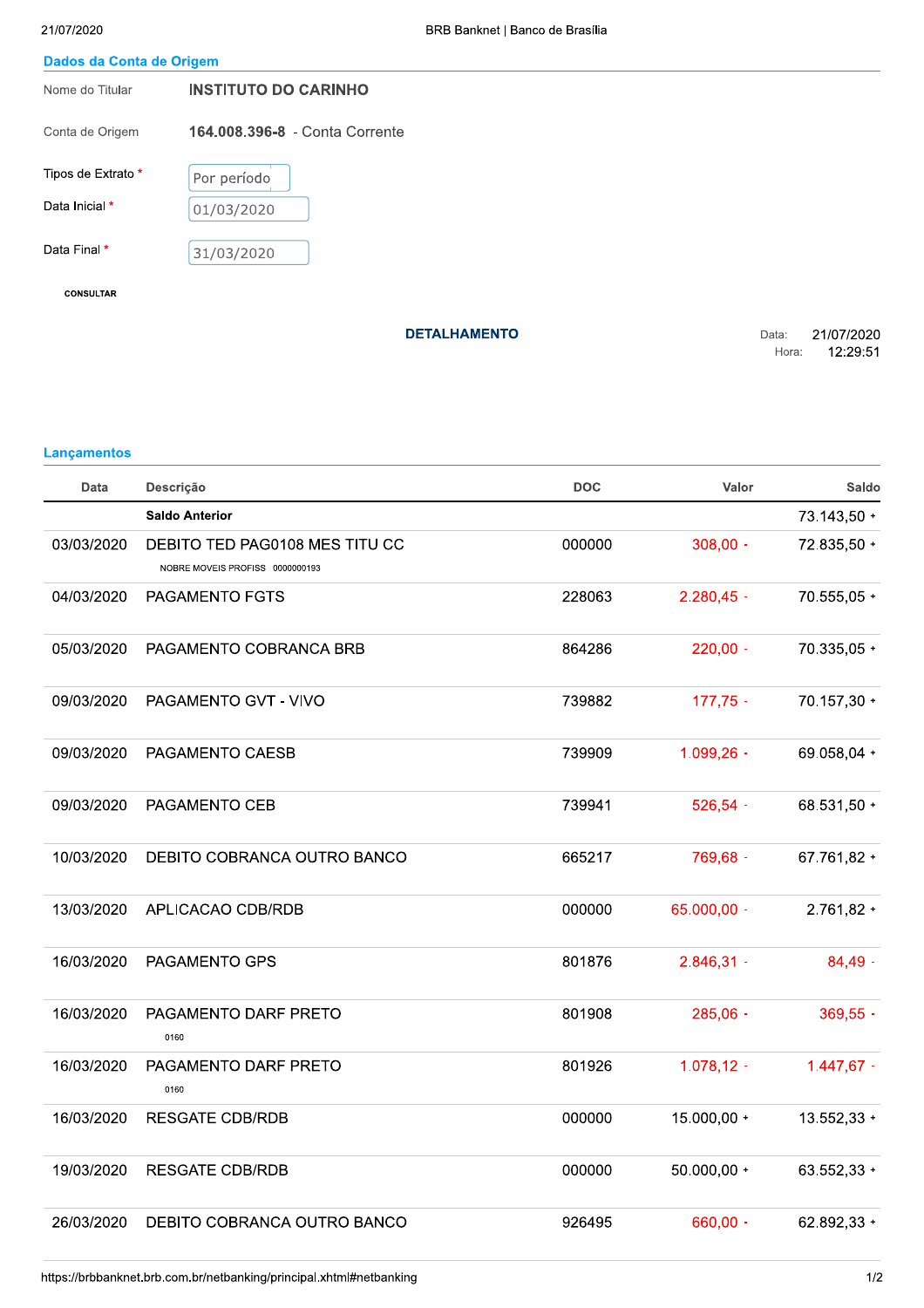## Dados da Conta de Origem

| | |
|---|---|
| Nome do Titular | **INSTITUTO DO CARINHO** |
| Conta de Origem | **164.008.396-8** - Conta Corrente |
| Tipos de Extrato * | Por período |
| Data Inicial * | 01/03/2020 |
| Data Final * | 31/03/2020 |

CONSULTAR

### DETALHAMENTO

Data: 21/07/2020
Hora: 12:29:51

## Lançamentos

| Data | Descrição | DOC | Valor | Saldo |
|---|---|---|---|---|
| | **Saldo Anterior** | | | 73.143,50 + |
| 03/03/2020 | DEBITO TED PAG0108 MES TITU CC<br>NOBRE MOVEIS PROFISS 0000000193 | 000000 | 308,00 - | 72.835,50 + |
| 04/03/2020 | PAGAMENTO FGTS | 228063 | 2.280,45 - | 70.555,05 + |
| 05/03/2020 | PAGAMENTO COBRANCA BRB | 864286 | 220,00 - | 70.335,05 + |
| 09/03/2020 | PAGAMENTO GVT - VIVO | 739882 | 177,75 - | 70.157,30 + |
| 09/03/2020 | PAGAMENTO CAESB | 739909 | 1.099,26 - | 69.058,04 + |
| 09/03/2020 | PAGAMENTO CEB | 739941 | 526,54 - | 68.531,50 + |
| 10/03/2020 | DEBITO COBRANCA OUTRO BANCO | 665217 | 769,68 - | 67.761,82 + |
| 13/03/2020 | APLICACAO CDB/RDB | 000000 | 65.000,00 - | 2.761,82 + |
| 16/03/2020 | PAGAMENTO GPS | 801876 | 2.846,31 - | 84,49 - |
| 16/03/2020 | PAGAMENTO DARF PRETO<br>0160 | 801908 | 285,06 - | 369,55 - |
| 16/03/2020 | PAGAMENTO DARF PRETO<br>0160 | 801926 | 1.078,12 - | 1.447,67 - |
| 16/03/2020 | RESGATE CDB/RDB | 000000 | 15.000,00 + | 13.552,33 + |
| 19/03/2020 | RESGATE CDB/RDB | 000000 | 50.000,00 + | 63.552,33 + |
| 26/03/2020 | DEBITO COBRANCA OUTRO BANCO | 926495 | 660,00 - | 62.892,33 + |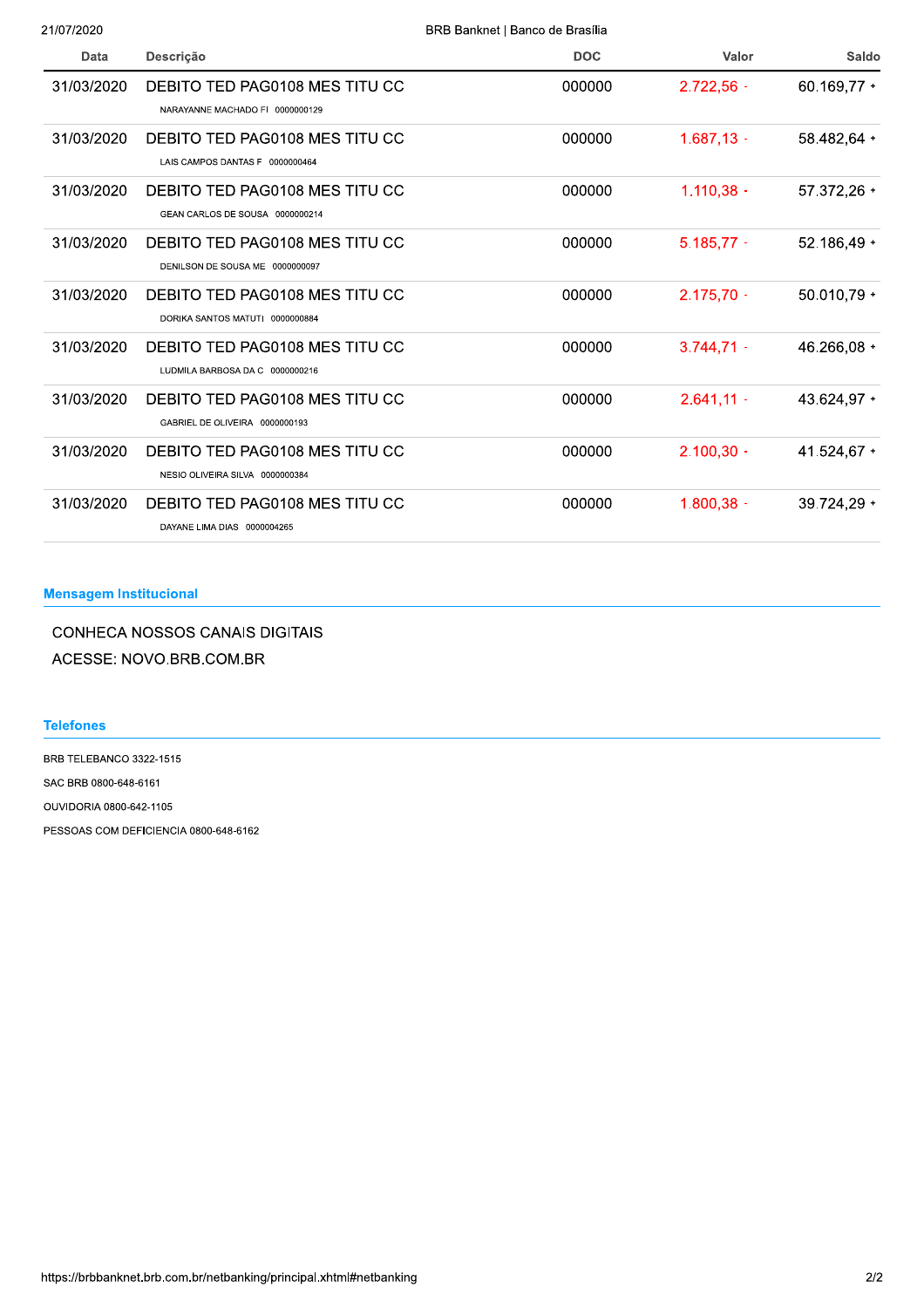| Data | Descrição | DOC | Valor | Saldo |
|---|---|---|---|---|
| 31/03/2020 | DEBITO TED PAG0108 MES TITU CC<br>NARAYANNE MACHADO FI 0000000129 | 000000 | 2.722,56 - | 60.169,77 + |
| 31/03/2020 | DEBITO TED PAG0108 MES TITU CC<br>LAIS CAMPOS DANTAS F 0000000464 | 000000 | 1.687,13 - | 58.482,64 + |
| 31/03/2020 | DEBITO TED PAG0108 MES TITU CC<br>GEAN CARLOS DE SOUSA 0000000214 | 000000 | 1.110,38 - | 57.372,26 + |
| 31/03/2020 | DEBITO TED PAG0108 MES TITU CC<br>DENILSON DE SOUSA ME 0000000097 | 000000 | 5.185,77 - | 52.186,49 + |
| 31/03/2020 | DEBITO TED PAG0108 MES TITU CC<br>DORIKA SANTOS MATUTI 0000000884 | 000000 | 2.175,70 - | 50.010,79 + |
| 31/03/2020 | DEBITO TED PAG0108 MES TITU CC<br>LUDMILA BARBOSA DA C 0000000216 | 000000 | 3.744,71 - | 46.266,08 + |
| 31/03/2020 | DEBITO TED PAG0108 MES TITU CC<br>GABRIEL DE OLIVEIRA 0000000193 | 000000 | 2.641,11 - | 43.624,97 + |
| 31/03/2020 | DEBITO TED PAG0108 MES TITU CC<br>NESIO OLIVEIRA SILVA 0000000384 | 000000 | 2.100,30 - | 41.524,67 + |
| 31/03/2020 | DEBITO TED PAG0108 MES TITU CC<br>DAYANE LIMA DIAS 0000004265 | 000000 | 1.800,38 - | 39.724,29 + |

## Mensagem Institucional

CONHECA NOSSOS CANAIS DIGITAIS

ACESSE: NOVO.BRB.COM.BR

## Telefones

BRB TELEBANCO 3322-1515

SAC BRB 0800-648-6161

OUVIDORIA 0800-642-1105

PESSOAS COM DEFICIENCIA 0800-648-6162